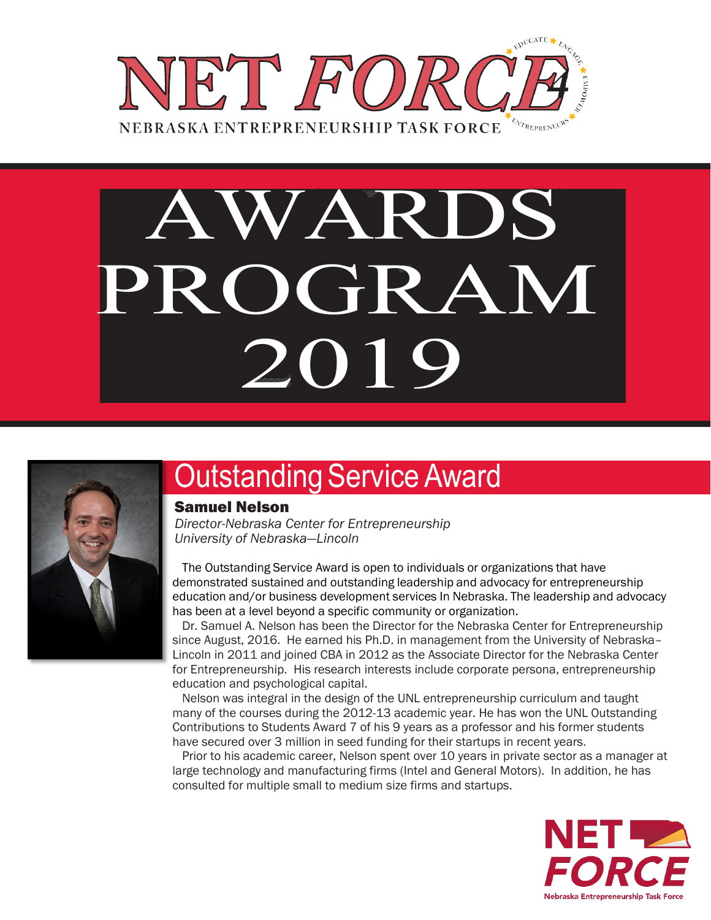# NET FORCE

NEBRASKA ENTREPRENEURSHIP TASK FORCE

EDUCATE ★ ENGAGE ★ EMPOWER ★ ENTREPRENEURS

# AWARDS PROGRAM 2019

## Outstanding Service Award

**Samuel Nelson**

*Director-Nebraska Center for Entrepreneurship*
*University of Nebraska—Lincoln*

The Outstanding Service Award is open to individuals or organizations that have demonstrated sustained and outstanding leadership and advocacy for entrepreneurship education and/or business development services In Nebraska. The leadership and advocacy has been at a level beyond a specific community or organization.

Dr. Samuel A. Nelson has been the Director for the Nebraska Center for Entrepreneurship since August, 2016. He earned his Ph.D. in management from the University of Nebraska–Lincoln in 2011 and joined CBA in 2012 as the Associate Director for the Nebraska Center for Entrepreneurship. His research interests include corporate persona, entrepreneurship education and psychological capital.

Nelson was integral in the design of the UNL entrepreneurship curriculum and taught many of the courses during the 2012-13 academic year. He has won the UNL Outstanding Contributions to Students Award 7 of his 9 years as a professor and his former students have secured over 3 million in seed funding for their startups in recent years.

Prior to his academic career, Nelson spent over 10 years in private sector as a manager at large technology and manufacturing firms (Intel and General Motors). In addition, he has consulted for multiple small to medium size firms and startups.

NET FORCE
Nebraska Entrepreneurship Task Force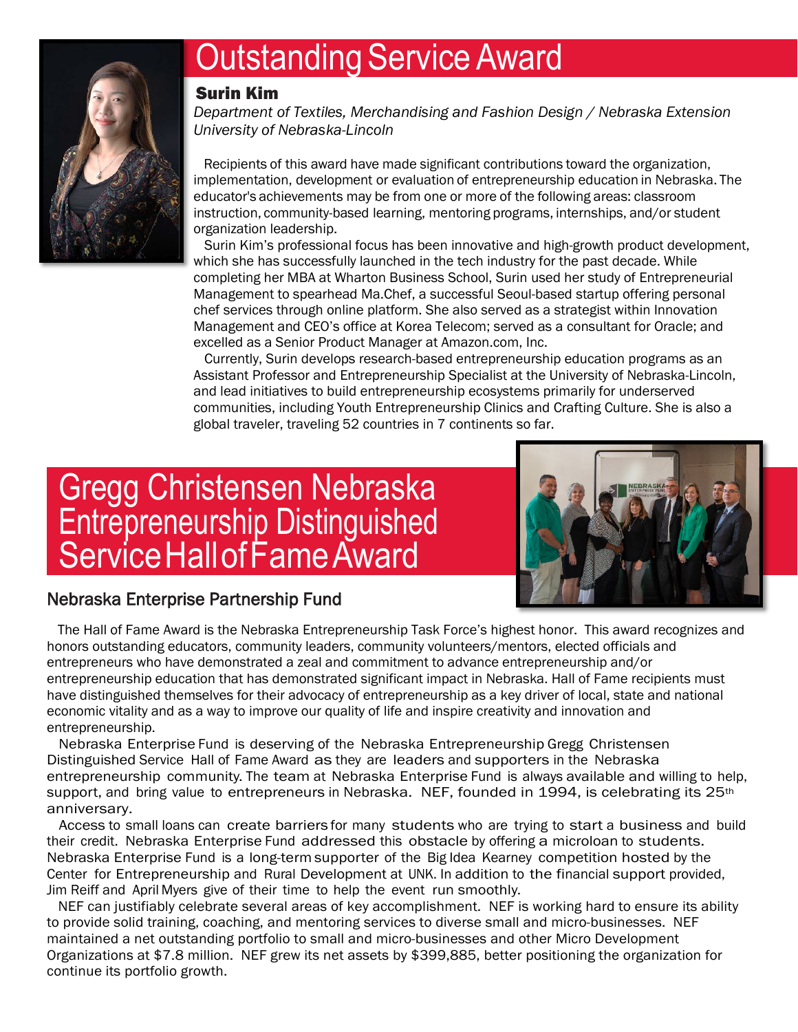# Outstanding Service Award

**Surin Kim**

*Department of Textiles, Merchandising and Fashion Design / Nebraska Extension*
*University of Nebraska-Lincoln*

Recipients of this award have made significant contributions toward the organization, implementation, development or evaluation of entrepreneurship education in Nebraska. The educator's achievements may be from one or more of the following areas: classroom instruction, community-based learning, mentoring programs, internships, and/or student organization leadership.

Surin Kim's professional focus has been innovative and high-growth product development, which she has successfully launched in the tech industry for the past decade. While completing her MBA at Wharton Business School, Surin used her study of Entrepreneurial Management to spearhead Ma.Chef, a successful Seoul-based startup offering personal chef services through online platform. She also served as a strategist within Innovation Management and CEO's office at Korea Telecom; served as a consultant for Oracle; and excelled as a Senior Product Manager at Amazon.com, Inc.

Currently, Surin develops research-based entrepreneurship education programs as an Assistant Professor and Entrepreneurship Specialist at the University of Nebraska-Lincoln, and lead initiatives to build entrepreneurship ecosystems primarily for underserved communities, including Youth Entrepreneurship Clinics and Crafting Culture. She is also a global traveler, traveling 52 countries in 7 continents so far.

# Gregg Christensen Nebraska Entrepreneurship Distinguished Service Hall of Fame Award

## Nebraska Enterprise Partnership Fund

The Hall of Fame Award is the Nebraska Entrepreneurship Task Force's highest honor. This award recognizes and honors outstanding educators, community leaders, community volunteers/mentors, elected officials and entrepreneurs who have demonstrated a zeal and commitment to advance entrepreneurship and/or entrepreneurship education that has demonstrated significant impact in Nebraska. Hall of Fame recipients must have distinguished themselves for their advocacy of entrepreneurship as a key driver of local, state and national economic vitality and as a way to improve our quality of life and inspire creativity and innovation and entrepreneurship.

Nebraska Enterprise Fund is deserving of the Nebraska Entrepreneurship Gregg Christensen Distinguished Service Hall of Fame Award as they are leaders and supporters in the Nebraska entrepreneurship community. The team at Nebraska Enterprise Fund is always available and willing to help, support, and bring value to entrepreneurs in Nebraska. NEF, founded in 1994, is celebrating its 25th anniversary.

Access to small loans can create barriers for many students who are trying to start a business and build their credit. Nebraska Enterprise Fund addressed this obstacle by offering a microloan to students. Nebraska Enterprise Fund is a long-term supporter of the Big Idea Kearney competition hosted by the Center for Entrepreneurship and Rural Development at UNK. In addition to the financial support provided, Jim Reiff and April Myers give of their time to help the event run smoothly.

NEF can justifiably celebrate several areas of key accomplishment. NEF is working hard to ensure its ability to provide solid training, coaching, and mentoring services to diverse small and micro-businesses. NEF maintained a net outstanding portfolio to small and micro-businesses and other Micro Development Organizations at $7.8 million. NEF grew its net assets by $399,885, better positioning the organization for continue its portfolio growth.